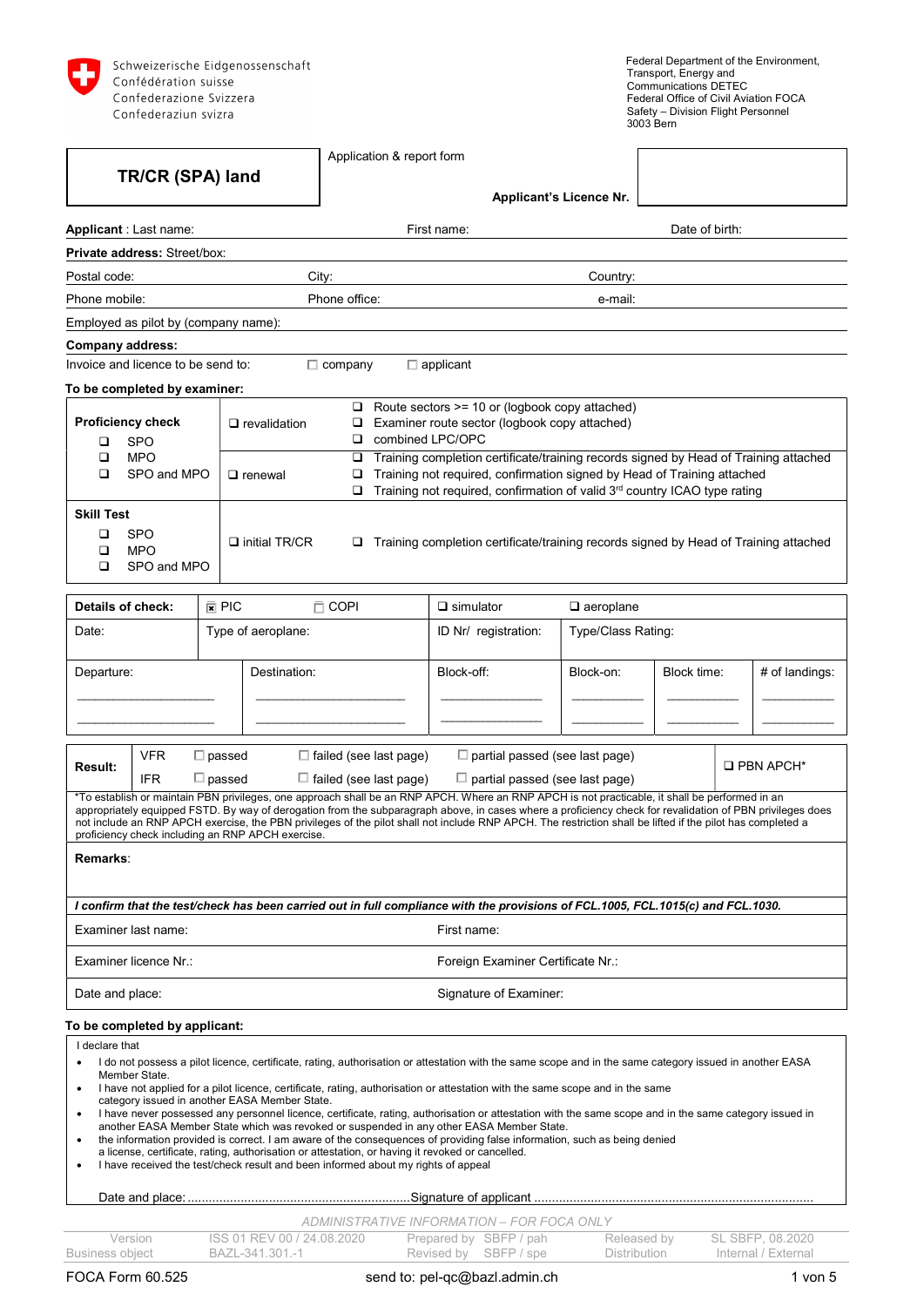Schweizerische Eidgenossenschaft
Confédération suisse
Confederazione Svizzera
Confederaziun svizra

Federal Department of the Environment, Transport, Energy and Communications DETEC
Federal Office of Civil Aviation FOCA
Safety – Division Flight Personnel
3003 Bern

# TR/CR (SPA) land

Application & report form

**Applicant's Licence Nr.**

**Applicant** : Last name: First name: Date of birth:

**Private address:** Street/box:

Postal code: City: Country:

Phone mobile: Phone office: e-mail:

Employed as pilot by (company name):

**Company address:**

Invoice and licence to be send to: ☐ company ☐ applicant

**To be completed by examiner:**

| | | |
|---|---|---|
| **Proficiency check**<br>❑ SPO<br>❑ MPO<br>❑ SPO and MPO | ❑ revalidation | ❑ Route sectors >= 10 or (logbook copy attached)<br>❑ Examiner route sector (logbook copy attached)<br>❑ combined LPC/OPC |
| | ❑ renewal | ❑ Training completion certificate/training records signed by Head of Training attached<br>❑ Training not required, confirmation signed by Head of Training attached<br>❑ Training not required, confirmation of valid 3rd country ICAO type rating |
| **Skill Test**<br>❑ SPO<br>❑ MPO<br>❑ SPO and MPO | ❑ initial TR/CR | ❑ Training completion certificate/training records signed by Head of Training attached |

| **Details of check:** | ☒ PIC | ☐ COPI | ❑ simulator | ❑ aeroplane | |
|---|---|---|---|---|---|
| Date: | Type of aeroplane: | | ID Nr/ registration: | Type/Class Rating: | |

| Departure: | Destination: | Block-off: | Block-on: | Block time: | # of landings: |
|---|---|---|---|---|---|
| \_\_\_\_\_\_\_\_\_\_\_\_ | \_\_\_\_\_\_\_\_\_\_\_\_ | \_\_\_\_\_\_\_\_\_\_ | \_\_\_\_\_\_\_\_ | \_\_\_\_\_\_\_\_ | \_\_\_\_\_\_\_\_ |
| \_\_\_\_\_\_\_\_\_\_\_\_ | \_\_\_\_\_\_\_\_\_\_\_\_ | \_\_\_\_\_\_\_\_\_\_ | \_\_\_\_\_\_\_\_ | \_\_\_\_\_\_\_\_ | \_\_\_\_\_\_\_\_ |

| **Result:** | VFR | ☐ passed | ☐ failed (see last page) | ☐ partial passed (see last page) | ❑ PBN APCH* |
|---|---|---|---|---|---|
| | IFR | ☐ passed | ☐ failed (see last page) | ☐ partial passed (see last page) | |

*To establish or maintain PBN privileges, one approach shall be an RNP APCH. Where an RNP APCH is not practicable, it shall be performed in an appropriately equipped FSTD. By way of derogation from the subparagraph above, in cases where a proficiency check for revalidation of PBN privileges does not include an RNP APCH exercise, the PBN privileges of the pilot shall not include RNP APCH. The restriction shall be lifted if the pilot has completed a proficiency check including an RNP APCH exercise.

**Remarks**:

***I confirm that the test/check has been carried out in full compliance with the provisions of FCL.1005, FCL.1015(c) and FCL.1030.***

| | |
|---|---|
| Examiner last name: | First name: |
| Examiner licence Nr.: | Foreign Examiner Certificate Nr.: |
| Date and place: | Signature of Examiner: |

**To be completed by applicant:**

I declare that

- I do not possess a pilot licence, certificate, rating, authorisation or attestation with the same scope and in the same category issued in another EASA Member State.
- I have not applied for a pilot licence, certificate, rating, authorisation or attestation with the same scope and in the same category issued in another EASA Member State.
- I have never possessed any personnel licence, certificate, rating, authorisation or attestation with the same scope and in the same category issued in another EASA Member State which was revoked or suspended in any other EASA Member State.
- the information provided is correct. I am aware of the consequences of providing false information, such as being denied a license, certificate, rating, authorisation or attestation, or having it revoked or cancelled.
- I have received the test/check result and been informed about my rights of appeal

Date and place: ............................................................Signature of applicant ..............................................................................

*ADMINISTRATIVE INFORMATION – FOR FOCA ONLY*

| Version | ISS 01 REV 00 / 24.08.2020 | Prepared by SBFP / pah | Released by | SL SBFP, 08.2020 |
|---|---|---|---|---|
| Business object | BAZL-341.301.-1 | Revised by SBFP / spe | Distribution | Internal / External |

FOCA Form 60.525 send to: pel-qc@bazl.admin.ch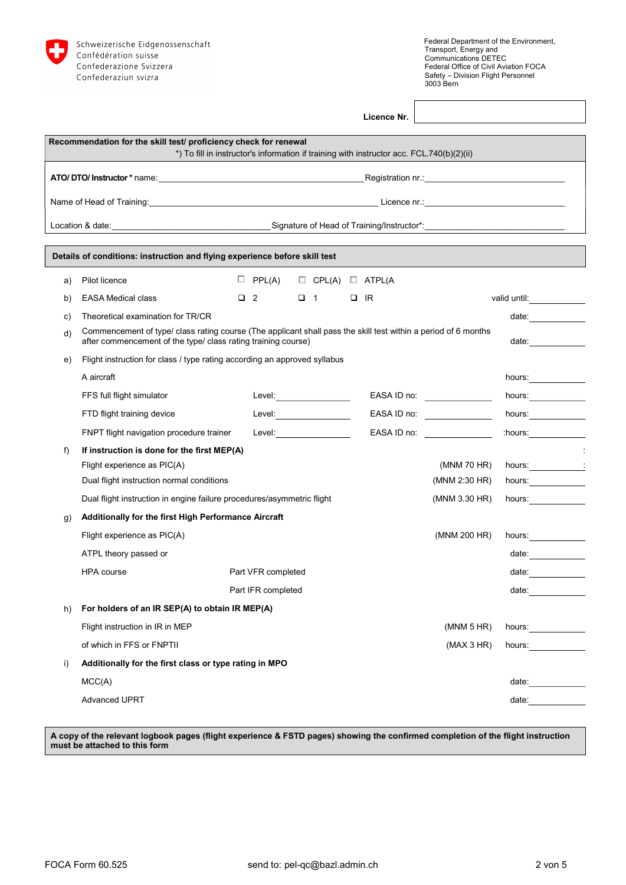Schweizerische Eidgenossenschaft
Confédération suisse
Confederazione Svizzera
Confederaziun svizra

Federal Department of the Environment, Transport, Energy and Communications DETEC
Federal Office of Civil Aviation FOCA
Safety – Division Flight Personnel
3003 Bern

**Licence Nr.** ____________________

**Recommendation for the skill test/ proficiency check for renewal**
*) To fill in instructor's information if training with instructor acc. FCL.740(b)(2)(ii)

**ATO/ DTO/ Instructor** * name:____________________ Registration nr.:____________________

Name of Head of Training:____________________ Licence nr.:____________________

Location & date:____________________ Signature of Head of Training/Instructor*:____________________

**Details of conditions: instruction and flying experience before skill test**

| | | | | | |
|---|---|---|---|---|---|
| a) | Pilot licence | ☐ PPL(A) ☐ CPL(A) ☐ ATPL(A | | | |
| b) | EASA Medical class | ☐ 2 ☐ 1 ☐ IR | | | valid until:__________ |
| c) | Theoretical examination for TR/CR | | | | date:__________ |
| d) | Commencement of type/ class rating course (The applicant shall pass the skill test within a period of 6 months after commencement of the type/ class rating training course) | | | | date:__________ |
| e) | Flight instruction for class / type rating according an approved syllabus | | | | |
| | A aircraft | | | | hours:__________ |
| | FFS full flight simulator | Level:__________ | EASA ID no: __________ | | hours:__________ |
| | FTD flight training device | Level:__________ | EASA ID no: __________ | | hours:__________ |
| | FNPT flight navigation procedure trainer | Level:__________ | EASA ID no: __________ | | :hours:__________ |
| f) | **If instruction is done for the first MEP(A)** | | | | |
| | Flight experience as PIC(A) | | | (MNM 70 HR) | hours:__________ |
| | Dual flight instruction normal conditions | | | (MNM 2:30 HR) | hours:__________ |
| | Dual flight instruction in engine failure procedures/asymmetric flight | | | (MNM 3.30 HR) | hours:__________ |
| g) | **Additionally for the first High Performance Aircraft** | | | | |
| | Flight experience as PIC(A) | | | (MNM 200 HR) | hours:__________ |
| | ATPL theory passed or | | | | date:__________ |
| | HPA course | Part VFR completed | | | date:__________ |
| | | Part IFR completed | | | date:__________ |
| h) | **For holders of an IR SEP(A) to obtain IR MEP(A)** | | | | |
| | Flight instruction in IR in MEP | | | (MNM 5 HR) | hours:__________ |
| | of which in FFS or FNPTII | | | (MAX 3 HR) | hours:__________ |
| i) | **Additionally for the first class or type rating in MPO** | | | | |
| | MCC(A) | | | | date:__________ |
| | Advanced UPRT | | | | date:__________ |

**A copy of the relevant logbook pages (flight experience & FSTD pages) showing the confirmed completion of the flight instruction must be attached to this form**

FOCA Form 60.525 send to: pel-qc@bazl.admin.ch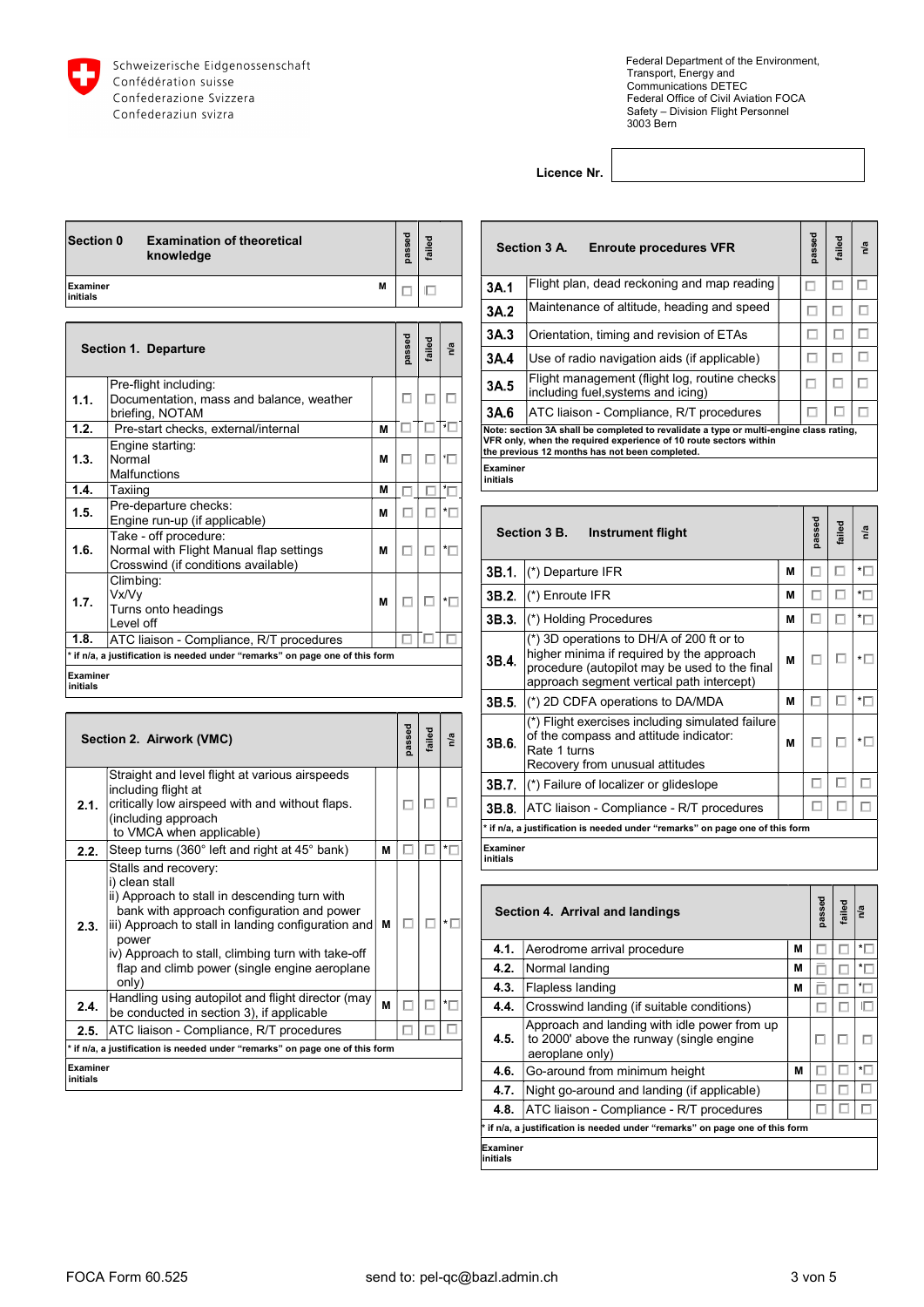Schweizerische Eidgenossenschaft
Confédération suisse
Confederazione Svizzera
Confederaziun svizra

Federal Department of the Environment, Transport, Energy and Communications DETEC
Federal Office of Civil Aviation FOCA
Safety – Division Flight Personnel
3003 Bern

**Licence Nr.**

| **Section 0** | **Examination of theoretical knowledge** | | passed | failed |
|---|---|---|---|---|
| Examiner initials | | M | ☐ | ☐ |

| | **Section 1. Departure** | | passed | failed | n/a |
|---|---|---|---|---|---|
| **1.1.** | Pre-flight including: Documentation, mass and balance, weather briefing, NOTAM | | ☐ | ☐ | ☐ |
| **1.2.** | Pre-start checks, external/internal | M | ☐ | ☐ | *☐ |
| **1.3.** | Engine starting: Normal Malfunctions | M | ☐ | ☐ | *☐ |
| **1.4.** | Taxiing | M | ☐ | ☐ | *☐ |
| **1.5.** | Pre-departure checks: Engine run-up (if applicable) | M | ☐ | ☐ | *☐ |
| **1.6.** | Take - off procedure: Normal with Flight Manual flap settings Crosswind (if conditions available) | M | ☐ | ☐ | *☐ |
| **1.7.** | Climbing: Vx/Vy Turns onto headings Level off | M | ☐ | ☐ | *☐ |
| **1.8.** | ATC liaison - Compliance, R/T procedures | | ☐ | ☐ | ☐ |

\* if n/a, a justification is needed under "remarks" on page one of this form

Examiner initials

| | **Section 2. Airwork (VMC)** | | passed | failed | n/a |
|---|---|---|---|---|---|
| **2.1.** | Straight and level flight at various airspeeds including flight at critically low airspeed with and without flaps. (including approach to VMCA when applicable) | | ☐ | ☐ | ☐ |
| **2.2.** | Steep turns (360° left and right at 45° bank) | M | ☐ | ☐ | *☐ |
| **2.3.** | Stalls and recovery: i) clean stall ii) Approach to stall in descending turn with bank with approach configuration and power iii) Approach to stall in landing configuration and power iv) Approach to stall, climbing turn with take-off flap and climb power (single engine aeroplane only) | M | ☐ | ☐ | *☐ |
| **2.4.** | Handling using autopilot and flight director (may be conducted in section 3), if applicable | M | ☐ | ☐ | *☐ |
| **2.5.** | ATC liaison - Compliance, R/T procedures | | ☐ | ☐ | ☐ |

\* if n/a, a justification is needed under "remarks" on page one of this form

Examiner initials

| | **Section 3 A. Enroute procedures VFR** | passed | failed | n/a |
|---|---|---|---|---|
| **3A.1** | Flight plan, dead reckoning and map reading | ☐ | ☐ | ☐ |
| **3A.2** | Maintenance of altitude, heading and speed | ☐ | ☐ | ☐ |
| **3A.3** | Orientation, timing and revision of ETAs | ☐ | ☐ | ☐ |
| **3A.4** | Use of radio navigation aids (if applicable) | ☐ | ☐ | ☐ |
| **3A.5** | Flight management (flight log, routine checks including fuel,systems and icing) | ☐ | ☐ | ☐ |
| **3A.6** | ATC liaison - Compliance, R/T procedures | ☐ | ☐ | ☐ |

**Note: section 3A shall be completed to revalidate a type or multi-engine class rating, VFR only, when the required experience of 10 route sectors within the previous 12 months has not been completed.**

Examiner initials

| | **Section 3 B. Instrument flight** | | passed | failed | n/a |
|---|---|---|---|---|---|
| **3B.1.** | (\*) Departure IFR | M | ☐ | ☐ | *☐ |
| **3B.2.** | (\*) Enroute IFR | M | ☐ | ☐ | *☐ |
| **3B.3.** | (\*) Holding Procedures | M | ☐ | ☐ | *☐ |
| **3B.4.** | (\*) 3D operations to DH/A of 200 ft or to higher minima if required by the approach procedure (autopilot may be used to the final approach segment vertical path intercept) | M | ☐ | ☐ | *☐ |
| **3B.5.** | (\*) 2D CDFA operations to DA/MDA | M | ☐ | ☐ | *☐ |
| **3B.6.** | (\*) Flight exercises including simulated failure of the compass and attitude indicator: Rate 1 turns Recovery from unusual attitudes | M | ☐ | ☐ | *☐ |
| **3B.7.** | (\*) Failure of localizer or glideslope | | ☐ | ☐ | ☐ |
| **3B.8.** | ATC liaison - Compliance - R/T procedures | | ☐ | ☐ | ☐ |

\* if n/a, a justification is needed under "remarks" on page one of this form

Examiner initials

| | **Section 4. Arrival and landings** | | passed | failed | n/a |
|---|---|---|---|---|---|
| **4.1.** | Aerodrome arrival procedure | M | ☐ | ☐ | *☐ |
| **4.2.** | Normal landing | M | ☐ | ☐ | *☐ |
| **4.3.** | Flapless landing | M | ☐ | ☐ | *☐ |
| **4.4.** | Crosswind landing (if suitable conditions) | | ☐ | ☐ | ☐ |
| **4.5.** | Approach and landing with idle power from up to 2000' above the runway (single engine aeroplane only) | | ☐ | ☐ | ☐ |
| **4.6.** | Go-around from minimum height | M | ☐ | ☐ | *☐ |
| **4.7.** | Night go-around and landing (if applicable) | | ☐ | ☐ | ☐ |
| **4.8.** | ATC liaison - Compliance - R/T procedures | | ☐ | ☐ | ☐ |

\* if n/a, a justification is needed under "remarks" on page one of this form

Examiner initials

FOCA Form 60.525 send to: pel-qc@bazl.admin.ch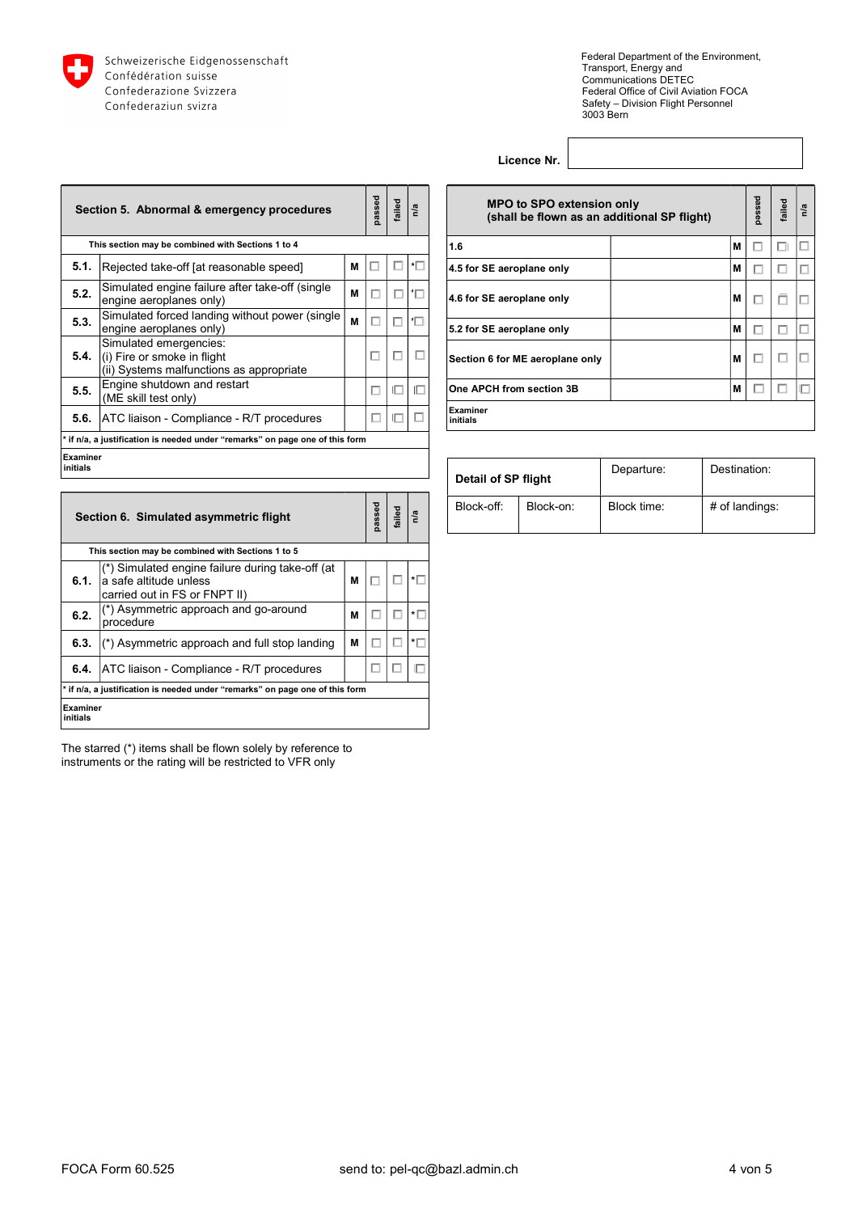Schweizerische Eidgenossenschaft
Confédération suisse
Confederazione Svizzera
Confederaziun svizra

Federal Department of the Environment, Transport, Energy and Communications DETEC
Federal Office of Civil Aviation FOCA
Safety – Division Flight Personnel
3003 Bern

**Licence Nr.**

| | **Section 5. Abnormal & emergency procedures** | | passed | failed | n/a |
|---|---|---|---|---|---|
| | **This section may be combined with Sections 1 to 4** | | | | |
| **5.1.** | Rejected take-off [at reasonable speed] | **M** | ☐ | ☐ | *☐ |
| **5.2.** | Simulated engine failure after take-off (single engine aeroplanes only) | **M** | ☐ | ☐ | *☐ |
| **5.3.** | Simulated forced landing without power (single engine aeroplanes only) | **M** | ☐ | ☐ | *☐ |
| **5.4.** | Simulated emergencies:<br>(i) Fire or smoke in flight<br>(ii) Systems malfunctions as appropriate | | ☐ | ☐ | ☐ |
| **5.5.** | Engine shutdown and restart<br>(ME skill test only) | | ☐ | ☐ | ☐ |
| **5.6.** | ATC liaison - Compliance - R/T procedures | | ☐ | ☐ | ☐ |
| | * if n/a, a justification is needed under "remarks" on page one of this form | | | | |
| | **Examiner initials** | | | | |

| | **Section 6. Simulated asymmetric flight** | | passed | failed | n/a |
|---|---|---|---|---|---|
| | **This section may be combined with Sections 1 to 5** | | | | |
| **6.1.** | (*) Simulated engine failure during take-off (at a safe altitude unless carried out in FS or FNPT II) | **M** | ☐ | ☐ | *☐ |
| **6.2.** | (*) Asymmetric approach and go-around procedure | **M** | ☐ | ☐ | *☐ |
| **6.3.** | (*) Asymmetric approach and full stop landing | **M** | ☐ | ☐ | *☐ |
| **6.4.** | ATC liaison - Compliance - R/T procedures | | ☐ | ☐ | ☐ |
| | * if n/a, a justification is needed under "remarks" on page one of this form | | | | |
| | **Examiner initials** | | | | |

The starred (*) items shall be flown solely by reference to instruments or the rating will be restricted to VFR only

| **MPO to SPO extension only (shall be flown as an additional SP flight)** | | | passed | failed | n/a |
|---|---|---|---|---|---|
| **1.6** | | **M** | ☐ | ☐ | ☐ |
| **4.5 for SE aeroplane only** | | **M** | ☐ | ☐ | ☐ |
| **4.6 for SE aeroplane only** | | **M** | ☐ | ☐ | ☐ |
| **5.2 for SE aeroplane only** | | **M** | ☐ | ☐ | ☐ |
| **Section 6 for ME aeroplane only** | | **M** | ☐ | ☐ | ☐ |
| **One APCH from section 3B** | | **M** | ☐ | ☐ | ☐ |
| **Examiner initials** | | | | | |

| **Detail of SP flight** | | Departure: | Destination: |
|---|---|---|---|
| Block-off: | Block-on: | Block time: | # of landings: |

FOCA Form 60.525 send to: pel-qc@bazl.admin.ch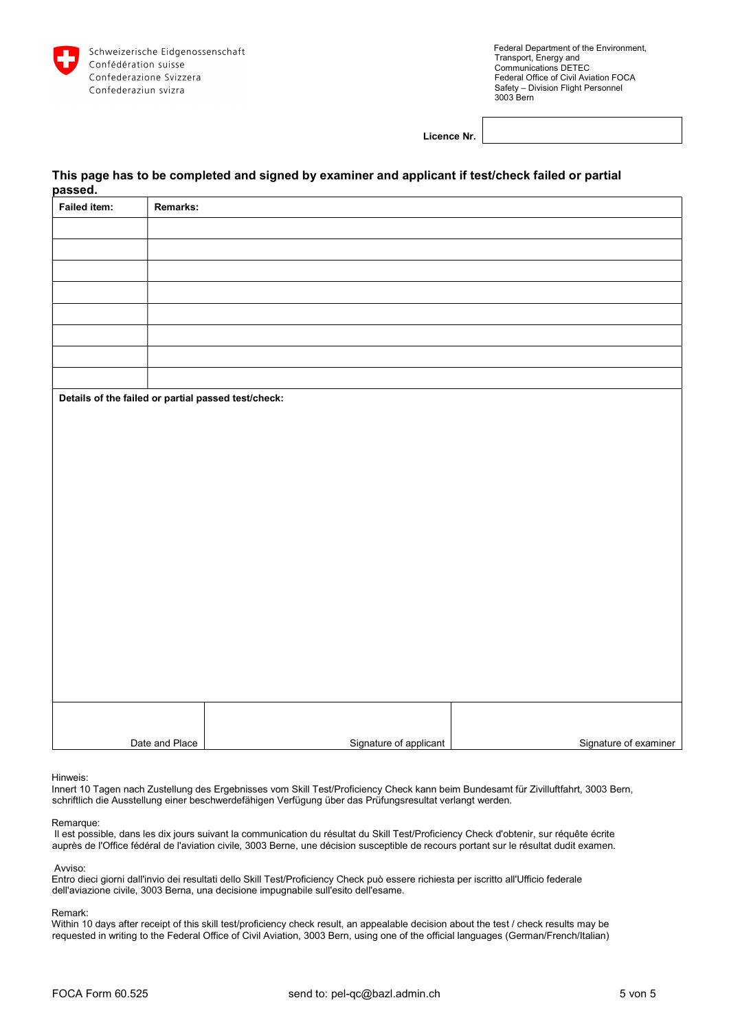Schweizerische Eidgenossenschaft
Confédération suisse
Confederazione Svizzera
Confederaziun svizra

Federal Department of the Environment, Transport, Energy and Communications DETEC
Federal Office of Civil Aviation FOCA
Safety – Division Flight Personnel
3003 Bern

**Licence Nr.**

**This page has to be completed and signed by examiner and applicant if test/check failed or partial passed.**

| **Failed item:** | **Remarks:** |
| --- | --- |
| | |
| | |
| | |
| | |
| | |
| | |
| | |
| | |

**Details of the failed or partial passed test/check:**

| Date and Place | Signature of applicant | Signature of examiner |
| --- | --- | --- |

Hinweis:
Innert 10 Tagen nach Zustellung des Ergebnisses vom Skill Test/Proficiency Check kann beim Bundesamt für Zivilluftfahrt, 3003 Bern, schriftlich die Ausstellung einer beschwerdefähigen Verfügung über das Prüfungsresultat verlangt werden.

Remarque:
Il est possible, dans les dix jours suivant la communication du résultat du Skill Test/Proficiency Check d'obtenir, sur réquête écrite auprès de l'Office fédéral de l'aviation civile, 3003 Berne, une décision susceptible de recours portant sur le résultat dudit examen.

Avviso:
Entro dieci giorni dall'invio dei resultati dello Skill Test/Proficiency Check può essere richiesta per iscritto all'Ufficio federale dell'aviazione civile, 3003 Berna, una decisione impugnabile sull'esito dell'esame.

Remark:
Within 10 days after receipt of this skill test/proficiency check result, an appealable decision about the test / check results may be requested in writing to the Federal Office of Civil Aviation, 3003 Bern, using one of the official languages (German/French/Italian)

FOCA Form 60.525 send to: pel-qc@bazl.admin.ch